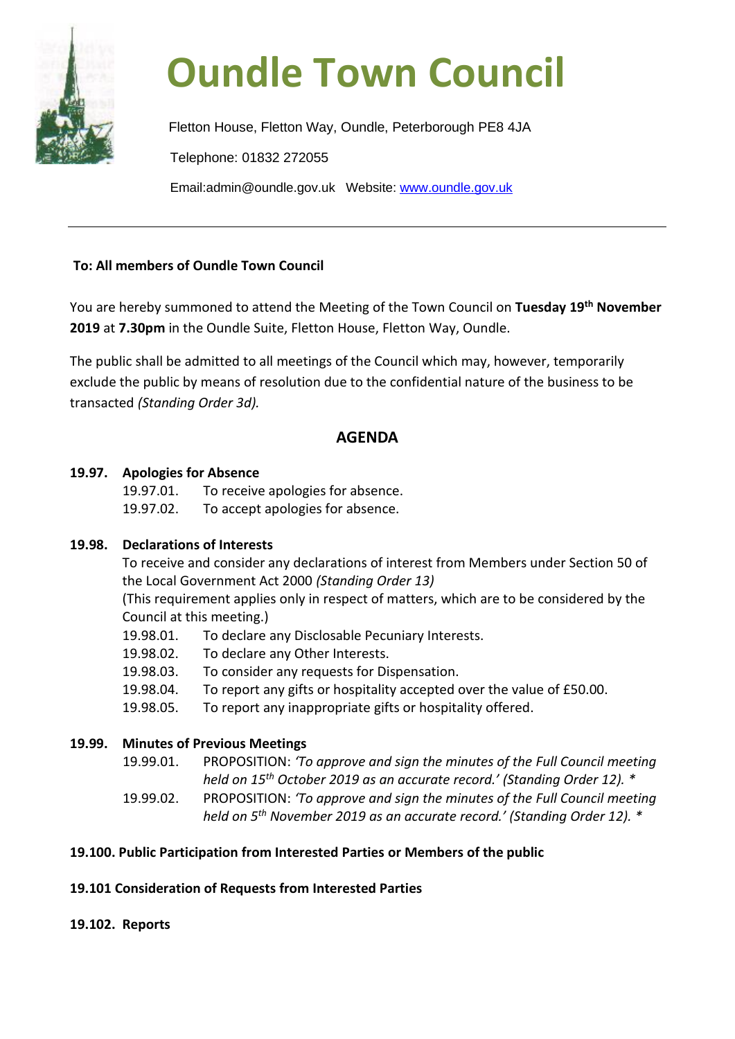# Oundle Town Council

Fletton House, Fletton Way, Oundle, Peterborough PE8 4JA

Telephone: 01832 272055

Email:admin@oundle.gov.uk Website: [www.oundle.gov.uk](http://www.oundle.gov.uk)

---

**To: All members of Oundle Town Council**

You are hereby summoned to attend the Meeting of the Town Council on **Tuesday 19th November 2019** at **7.30pm** in the Oundle Suite, Fletton House, Fletton Way, Oundle.

The public shall be admitted to all meetings of the Council which may, however, temporarily exclude the public by means of resolution due to the confidential nature of the business to be transacted *(Standing Order 3d).*

## AGENDA

### 19.97. Apologies for Absence

- 19.97.01. To receive apologies for absence.
- 19.97.02. To accept apologies for absence.

### 19.98. Declarations of Interests

To receive and consider any declarations of interest from Members under Section 50 of the Local Government Act 2000 *(Standing Order 13)*
(This requirement applies only in respect of matters, which are to be considered by the Council at this meeting.)

- 19.98.01. To declare any Disclosable Pecuniary Interests.
- 19.98.02. To declare any Other Interests.
- 19.98.03. To consider any requests for Dispensation.
- 19.98.04. To report any gifts or hospitality accepted over the value of £50.00.
- 19.98.05. To report any inappropriate gifts or hospitality offered.

### 19.99. Minutes of Previous Meetings

- 19.99.01. PROPOSITION: *'To approve and sign the minutes of the Full Council meeting held on 15th October 2019 as an accurate record.' (Standing Order 12). **
- 19.99.02. PROPOSITION: *'To approve and sign the minutes of the Full Council meeting held on 5th November 2019 as an accurate record.' (Standing Order 12). **

### 19.100. Public Participation from Interested Parties or Members of the public

### 19.101 Consideration of Requests from Interested Parties

### 19.102. Reports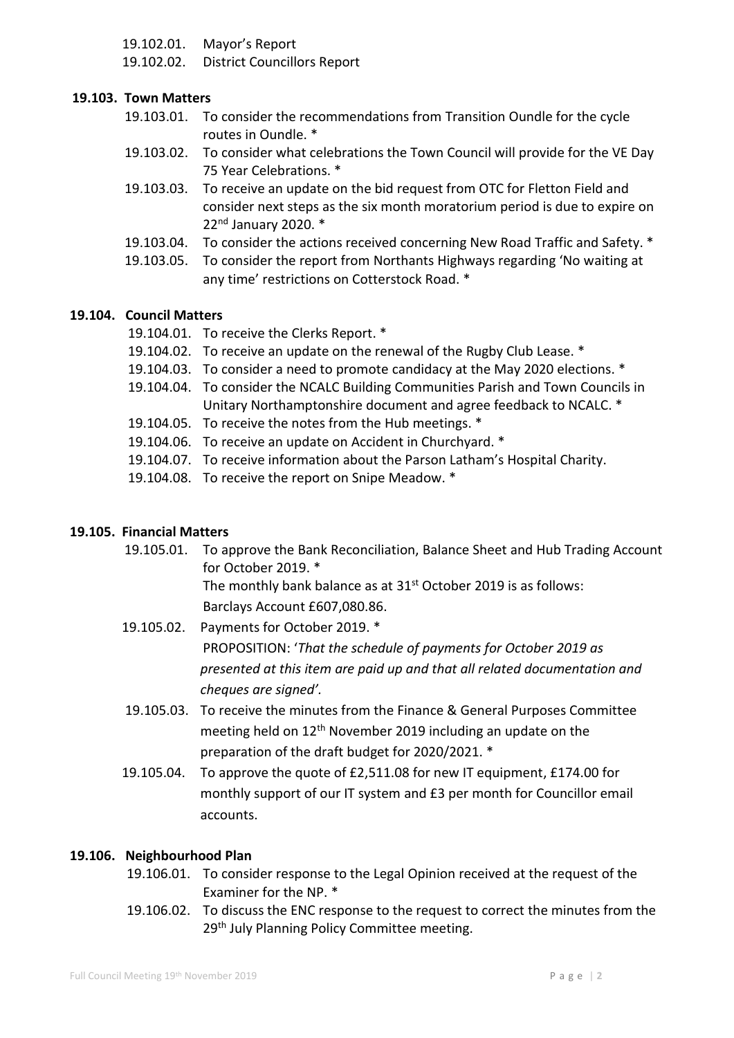19.102.01. Mayor's Report

19.102.02. District Councillors Report

**19.103. Town Matters**

19.103.01. To consider the recommendations from Transition Oundle for the cycle routes in Oundle. *

19.103.02. To consider what celebrations the Town Council will provide for the VE Day 75 Year Celebrations. *

19.103.03. To receive an update on the bid request from OTC for Fletton Field and consider next steps as the six month moratorium period is due to expire on 22nd January 2020. *

19.103.04. To consider the actions received concerning New Road Traffic and Safety. *

19.103.05. To consider the report from Northants Highways regarding 'No waiting at any time' restrictions on Cotterstock Road. *

**19.104. Council Matters**

19.104.01. To receive the Clerks Report. *

19.104.02. To receive an update on the renewal of the Rugby Club Lease. *

19.104.03. To consider a need to promote candidacy at the May 2020 elections. *

19.104.04. To consider the NCALC Building Communities Parish and Town Councils in Unitary Northamptonshire document and agree feedback to NCALC. *

19.104.05. To receive the notes from the Hub meetings. *

19.104.06. To receive an update on Accident in Churchyard. *

19.104.07. To receive information about the Parson Latham's Hospital Charity.

19.104.08. To receive the report on Snipe Meadow. *

**19.105. Financial Matters**

19.105.01. To approve the Bank Reconciliation, Balance Sheet and Hub Trading Account for October 2019. *
The monthly bank balance as at 31st October 2019 is as follows:
Barclays Account £607,080.86.

19.105.02. Payments for October 2019. *
PROPOSITION: '*That the schedule of payments for October 2019 as presented at this item are paid up and that all related documentation and cheques are signed'.*

19.105.03. To receive the minutes from the Finance & General Purposes Committee meeting held on 12th November 2019 including an update on the preparation of the draft budget for 2020/2021. *

19.105.04. To approve the quote of £2,511.08 for new IT equipment, £174.00 for monthly support of our IT system and £3 per month for Councillor email accounts.

**19.106. Neighbourhood Plan**

19.106.01. To consider response to the Legal Opinion received at the request of the Examiner for the NP. *

19.106.02. To discuss the ENC response to the request to correct the minutes from the 29th July Planning Policy Committee meeting.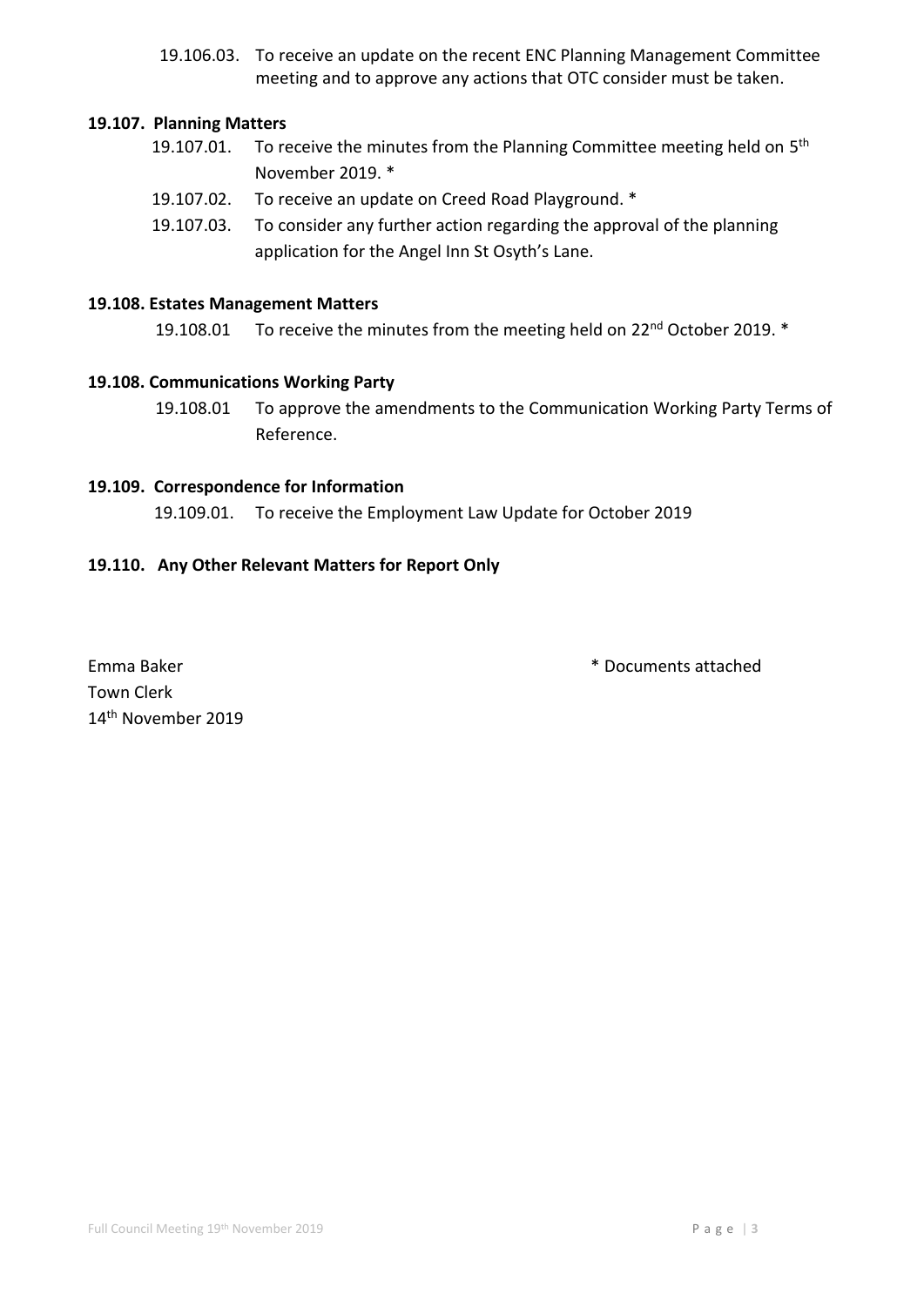19.106.03. To receive an update on the recent ENC Planning Management Committee meeting and to approve any actions that OTC consider must be taken.

**19.107. Planning Matters**

19.107.01. To receive the minutes from the Planning Committee meeting held on 5th November 2019. *

19.107.02. To receive an update on Creed Road Playground. *

19.107.03. To consider any further action regarding the approval of the planning application for the Angel Inn St Osyth's Lane.

**19.108. Estates Management Matters**

19.108.01 To receive the minutes from the meeting held on 22nd October 2019. *

**19.108. Communications Working Party**

19.108.01 To approve the amendments to the Communication Working Party Terms of Reference.

**19.109. Correspondence for Information**

19.109.01. To receive the Employment Law Update for October 2019

**19.110. Any Other Relevant Matters for Report Only**

Emma Baker
Town Clerk
14th November 2019

\* Documents attached